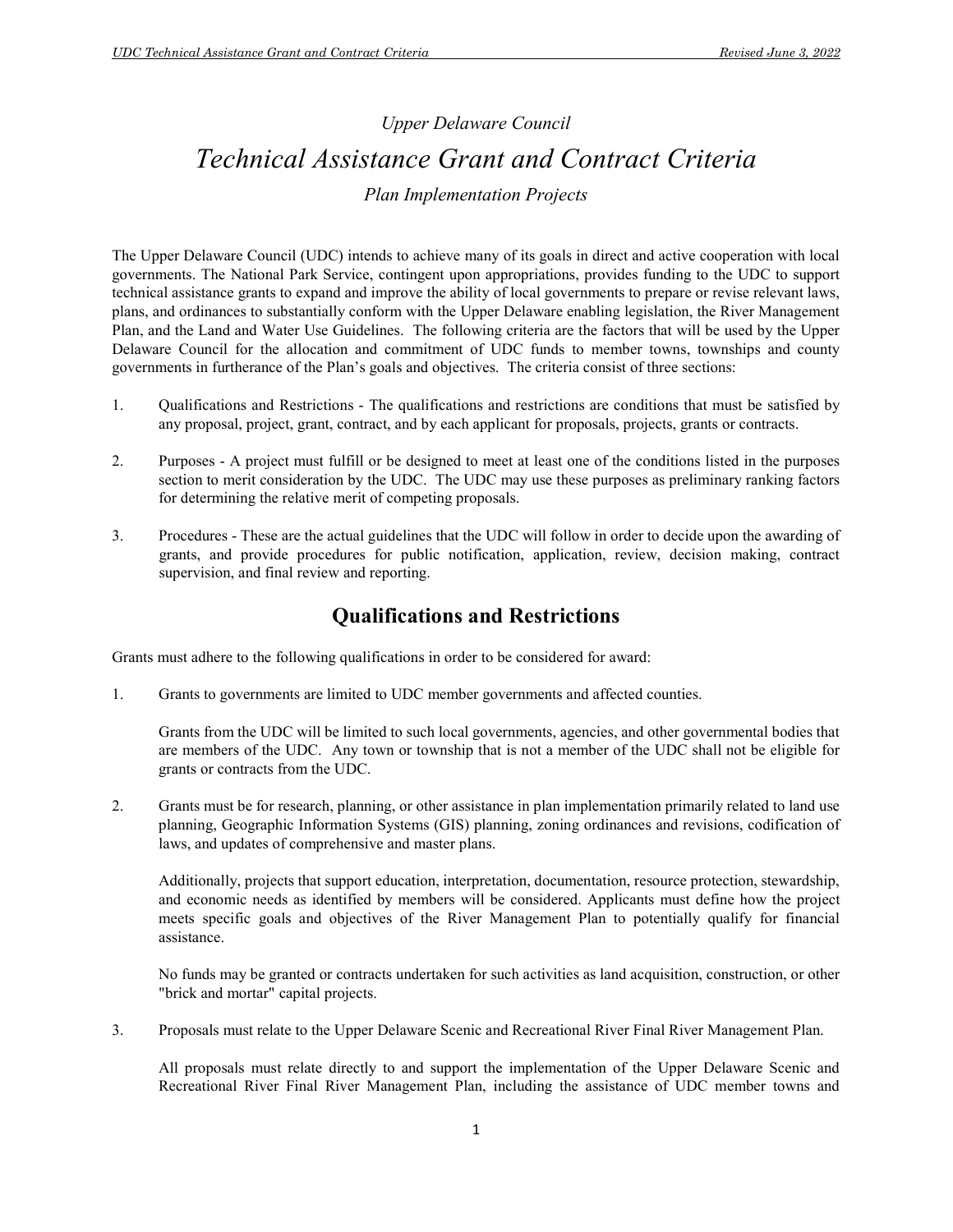*Upper Delaware Council*

# *Technical Assistance Grant and Contract Criteria*

*Plan Implementation Projects*

The Upper Delaware Council (UDC) intends to achieve many of its goals in direct and active cooperation with local governments. The National Park Service, contingent upon appropriations, provides funding to the UDC to support technical assistance grants to expand and improve the ability of local governments to prepare or revise relevant laws, plans, and ordinances to substantially conform with the Upper Delaware enabling legislation, the River Management Plan, and the Land and Water Use Guidelines. The following criteria are the factors that will be used by the Upper Delaware Council for the allocation and commitment of UDC funds to member towns, townships and county governments in furtherance of the Plan's goals and objectives. The criteria consist of three sections:

1. Qualifications and Restrictions - The qualifications and restrictions are conditions that must be satisfied by any proposal, project, grant, contract, and by each applicant for proposals, projects, grants or contracts.

2. Purposes - A project must fulfill or be designed to meet at least one of the conditions listed in the purposes section to merit consideration by the UDC. The UDC may use these purposes as preliminary ranking factors for determining the relative merit of competing proposals.

3. Procedures - These are the actual guidelines that the UDC will follow in order to decide upon the awarding of grants, and provide procedures for public notification, application, review, decision making, contract supervision, and final review and reporting.

## Qualifications and Restrictions

Grants must adhere to the following qualifications in order to be considered for award:

1. Grants to governments are limited to UDC member governments and affected counties.

   Grants from the UDC will be limited to such local governments, agencies, and other governmental bodies that are members of the UDC. Any town or township that is not a member of the UDC shall not be eligible for grants or contracts from the UDC.

2. Grants must be for research, planning, or other assistance in plan implementation primarily related to land use planning, Geographic Information Systems (GIS) planning, zoning ordinances and revisions, codification of laws, and updates of comprehensive and master plans.

   Additionally, projects that support education, interpretation, documentation, resource protection, stewardship, and economic needs as identified by members will be considered. Applicants must define how the project meets specific goals and objectives of the River Management Plan to potentially qualify for financial assistance.

   No funds may be granted or contracts undertaken for such activities as land acquisition, construction, or other "brick and mortar" capital projects.

3. Proposals must relate to the Upper Delaware Scenic and Recreational River Final River Management Plan.

   All proposals must relate directly to and support the implementation of the Upper Delaware Scenic and Recreational River Final River Management Plan, including the assistance of UDC member towns and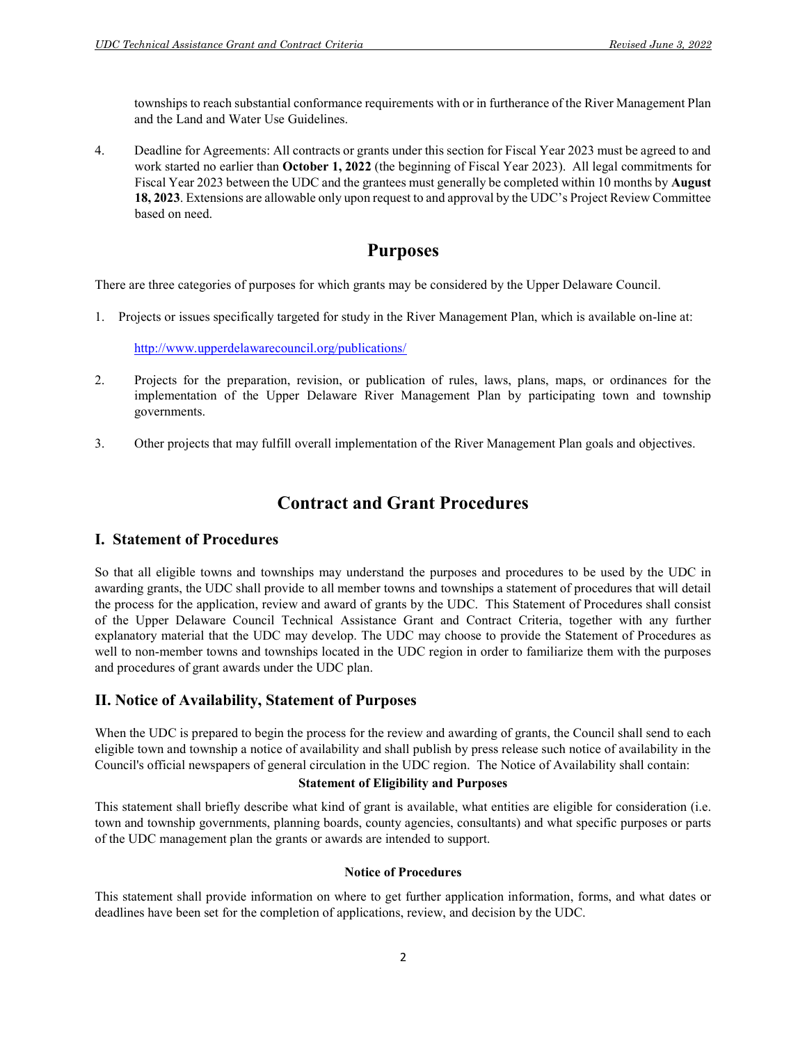townships to reach substantial conformance requirements with or in furtherance of the River Management Plan and the Land and Water Use Guidelines.

4. Deadline for Agreements: All contracts or grants under this section for Fiscal Year 2023 must be agreed to and work started no earlier than **October 1, 2022** (the beginning of Fiscal Year 2023). All legal commitments for Fiscal Year 2023 between the UDC and the grantees must generally be completed within 10 months by **August 18, 2023**. Extensions are allowable only upon request to and approval by the UDC's Project Review Committee based on need.

# Purposes

There are three categories of purposes for which grants may be considered by the Upper Delaware Council.

1. Projects or issues specifically targeted for study in the River Management Plan, which is available on-line at:

   http://www.upperdelawarecouncil.org/publications/

2. Projects for the preparation, revision, or publication of rules, laws, plans, maps, or ordinances for the implementation of the Upper Delaware River Management Plan by participating town and township governments.

3. Other projects that may fulfill overall implementation of the River Management Plan goals and objectives.

# Contract and Grant Procedures

## I. Statement of Procedures

So that all eligible towns and townships may understand the purposes and procedures to be used by the UDC in awarding grants, the UDC shall provide to all member towns and townships a statement of procedures that will detail the process for the application, review and award of grants by the UDC. This Statement of Procedures shall consist of the Upper Delaware Council Technical Assistance Grant and Contract Criteria, together with any further explanatory material that the UDC may develop. The UDC may choose to provide the Statement of Procedures as well to non-member towns and townships located in the UDC region in order to familiarize them with the purposes and procedures of grant awards under the UDC plan.

## II. Notice of Availability, Statement of Purposes

When the UDC is prepared to begin the process for the review and awarding of grants, the Council shall send to each eligible town and township a notice of availability and shall publish by press release such notice of availability in the Council's official newspapers of general circulation in the UDC region. The Notice of Availability shall contain:

**Statement of Eligibility and Purposes**

This statement shall briefly describe what kind of grant is available, what entities are eligible for consideration (i.e. town and township governments, planning boards, county agencies, consultants) and what specific purposes or parts of the UDC management plan the grants or awards are intended to support.

**Notice of Procedures**

This statement shall provide information on where to get further application information, forms, and what dates or deadlines have been set for the completion of applications, review, and decision by the UDC.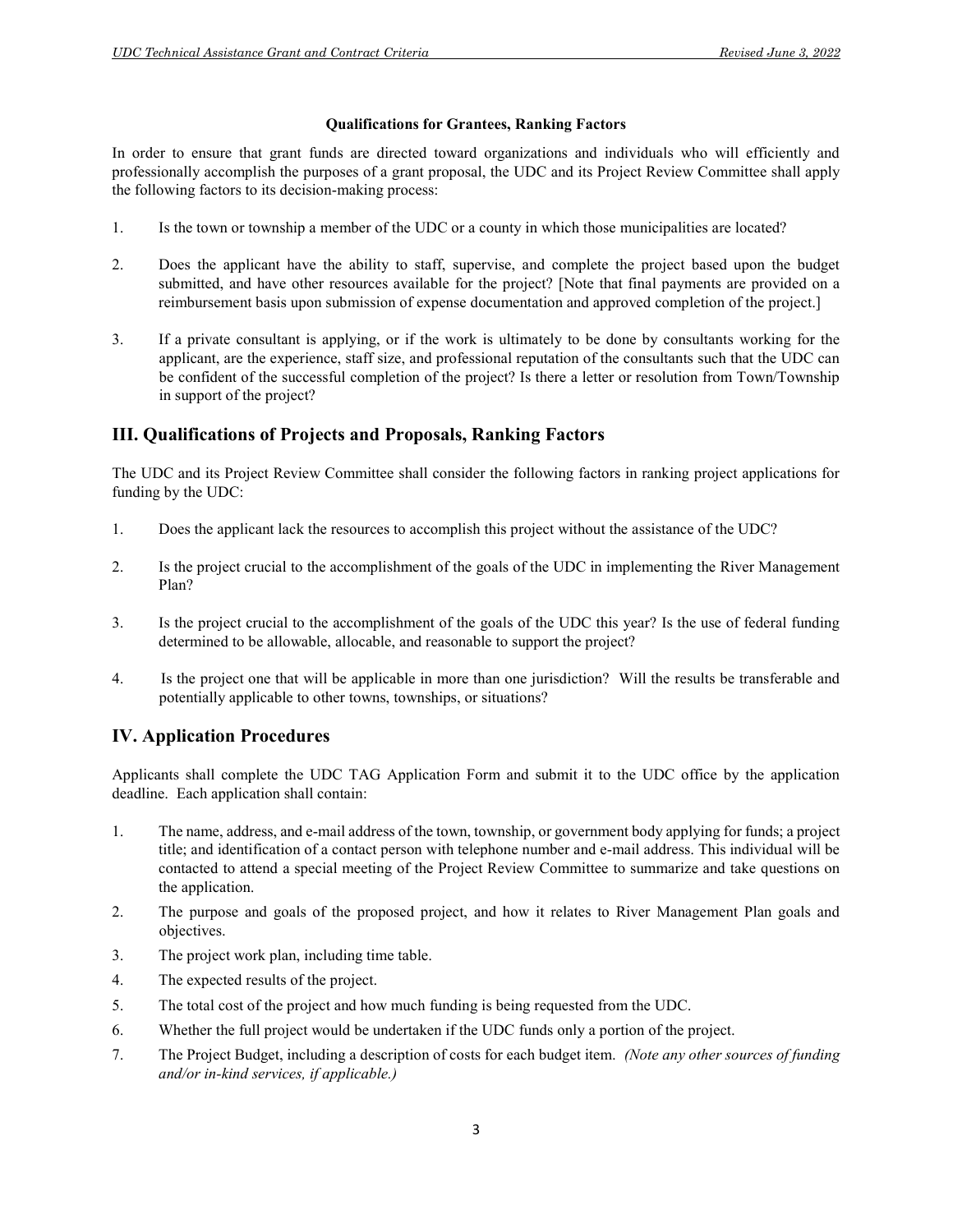**Qualifications for Grantees, Ranking Factors**

In order to ensure that grant funds are directed toward organizations and individuals who will efficiently and professionally accomplish the purposes of a grant proposal, the UDC and its Project Review Committee shall apply the following factors to its decision-making process:

1. Is the town or township a member of the UDC or a county in which those municipalities are located?

2. Does the applicant have the ability to staff, supervise, and complete the project based upon the budget submitted, and have other resources available for the project? [Note that final payments are provided on a reimbursement basis upon submission of expense documentation and approved completion of the project.]

3. If a private consultant is applying, or if the work is ultimately to be done by consultants working for the applicant, are the experience, staff size, and professional reputation of the consultants such that the UDC can be confident of the successful completion of the project? Is there a letter or resolution from Town/Township in support of the project?

## III. Qualifications of Projects and Proposals, Ranking Factors

The UDC and its Project Review Committee shall consider the following factors in ranking project applications for funding by the UDC:

1. Does the applicant lack the resources to accomplish this project without the assistance of the UDC?

2. Is the project crucial to the accomplishment of the goals of the UDC in implementing the River Management Plan?

3. Is the project crucial to the accomplishment of the goals of the UDC this year? Is the use of federal funding determined to be allowable, allocable, and reasonable to support the project?

4. Is the project one that will be applicable in more than one jurisdiction? Will the results be transferable and potentially applicable to other towns, townships, or situations?

## IV. Application Procedures

Applicants shall complete the UDC TAG Application Form and submit it to the UDC office by the application deadline. Each application shall contain:

1. The name, address, and e-mail address of the town, township, or government body applying for funds; a project title; and identification of a contact person with telephone number and e-mail address. This individual will be contacted to attend a special meeting of the Project Review Committee to summarize and take questions on the application.
2. The purpose and goals of the proposed project, and how it relates to River Management Plan goals and objectives.
3. The project work plan, including time table.
4. The expected results of the project.
5. The total cost of the project and how much funding is being requested from the UDC.
6. Whether the full project would be undertaken if the UDC funds only a portion of the project.
7. The Project Budget, including a description of costs for each budget item. *(Note any other sources of funding and/or in-kind services, if applicable.)*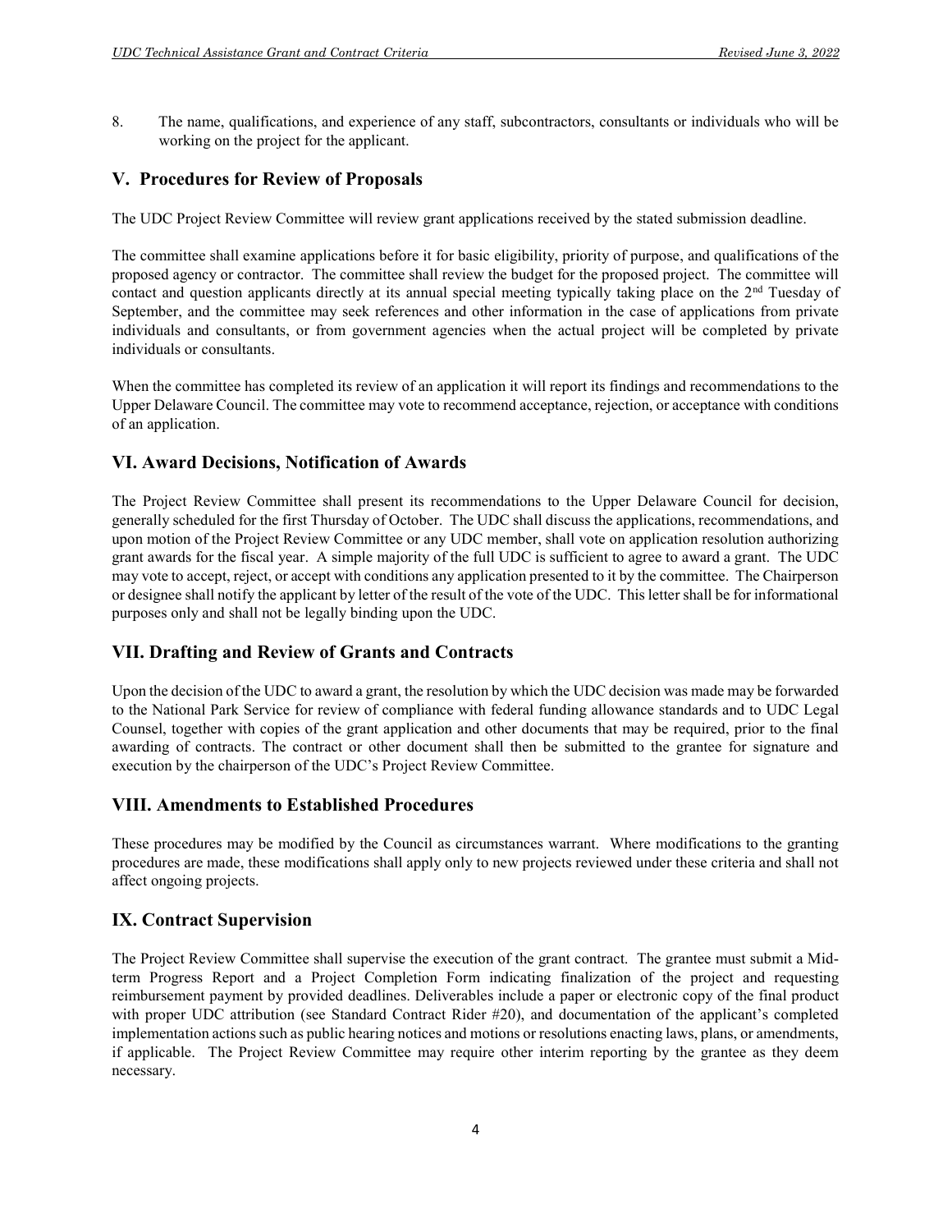8. The name, qualifications, and experience of any staff, subcontractors, consultants or individuals who will be working on the project for the applicant.

## V. Procedures for Review of Proposals

The UDC Project Review Committee will review grant applications received by the stated submission deadline.

The committee shall examine applications before it for basic eligibility, priority of purpose, and qualifications of the proposed agency or contractor. The committee shall review the budget for the proposed project. The committee will contact and question applicants directly at its annual special meeting typically taking place on the 2nd Tuesday of September, and the committee may seek references and other information in the case of applications from private individuals and consultants, or from government agencies when the actual project will be completed by private individuals or consultants.

When the committee has completed its review of an application it will report its findings and recommendations to the Upper Delaware Council. The committee may vote to recommend acceptance, rejection, or acceptance with conditions of an application.

## VI. Award Decisions, Notification of Awards

The Project Review Committee shall present its recommendations to the Upper Delaware Council for decision, generally scheduled for the first Thursday of October. The UDC shall discuss the applications, recommendations, and upon motion of the Project Review Committee or any UDC member, shall vote on application resolution authorizing grant awards for the fiscal year. A simple majority of the full UDC is sufficient to agree to award a grant. The UDC may vote to accept, reject, or accept with conditions any application presented to it by the committee. The Chairperson or designee shall notify the applicant by letter of the result of the vote of the UDC. This letter shall be for informational purposes only and shall not be legally binding upon the UDC.

## VII. Drafting and Review of Grants and Contracts

Upon the decision of the UDC to award a grant, the resolution by which the UDC decision was made may be forwarded to the National Park Service for review of compliance with federal funding allowance standards and to UDC Legal Counsel, together with copies of the grant application and other documents that may be required, prior to the final awarding of contracts. The contract or other document shall then be submitted to the grantee for signature and execution by the chairperson of the UDC's Project Review Committee.

## VIII. Amendments to Established Procedures

These procedures may be modified by the Council as circumstances warrant. Where modifications to the granting procedures are made, these modifications shall apply only to new projects reviewed under these criteria and shall not affect ongoing projects.

## IX. Contract Supervision

The Project Review Committee shall supervise the execution of the grant contract. The grantee must submit a Mid-term Progress Report and a Project Completion Form indicating finalization of the project and requesting reimbursement payment by provided deadlines. Deliverables include a paper or electronic copy of the final product with proper UDC attribution (see Standard Contract Rider #20), and documentation of the applicant's completed implementation actions such as public hearing notices and motions or resolutions enacting laws, plans, or amendments, if applicable. The Project Review Committee may require other interim reporting by the grantee as they deem necessary.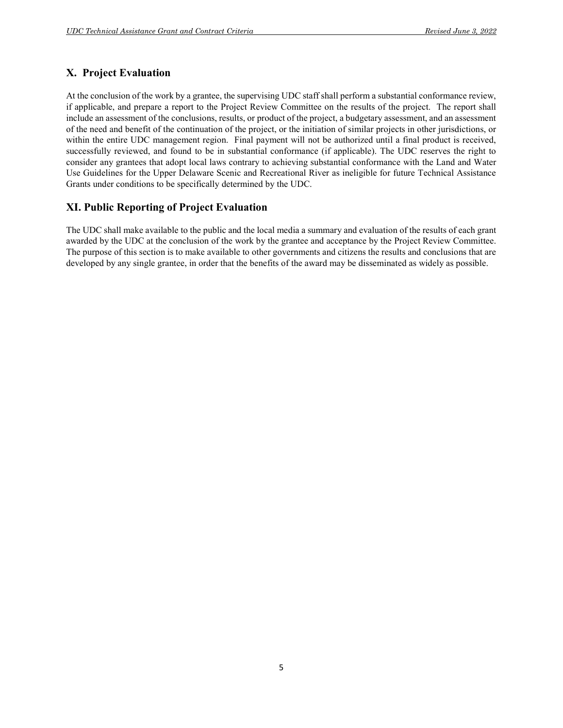## X. Project Evaluation

At the conclusion of the work by a grantee, the supervising UDC staff shall perform a substantial conformance review, if applicable, and prepare a report to the Project Review Committee on the results of the project. The report shall include an assessment of the conclusions, results, or product of the project, a budgetary assessment, and an assessment of the need and benefit of the continuation of the project, or the initiation of similar projects in other jurisdictions, or within the entire UDC management region. Final payment will not be authorized until a final product is received, successfully reviewed, and found to be in substantial conformance (if applicable). The UDC reserves the right to consider any grantees that adopt local laws contrary to achieving substantial conformance with the Land and Water Use Guidelines for the Upper Delaware Scenic and Recreational River as ineligible for future Technical Assistance Grants under conditions to be specifically determined by the UDC.

## XI. Public Reporting of Project Evaluation

The UDC shall make available to the public and the local media a summary and evaluation of the results of each grant awarded by the UDC at the conclusion of the work by the grantee and acceptance by the Project Review Committee. The purpose of this section is to make available to other governments and citizens the results and conclusions that are developed by any single grantee, in order that the benefits of the award may be disseminated as widely as possible.